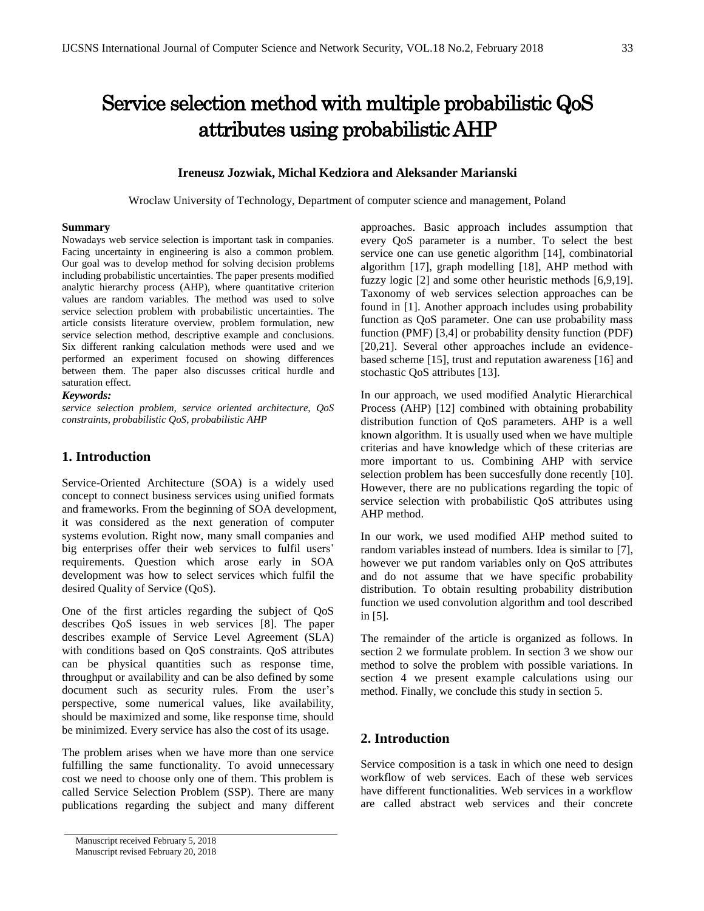# Service selection method with multiple probabilistic QoS attributes using probabilistic AHP

**Ireneusz Jozwiak, Michal Kedziora and Aleksander Marianski**

Wroclaw University of Technology, Department of computer science and management, Poland

**Summary**

Nowadays web service selection is important task in companies. Facing uncertainty in engineering is also a common problem. Our goal was to develop method for solving decision problems including probabilistic uncertainties. The paper presents modified analytic hierarchy process (AHP), where quantitative criterion values are random variables. The method was used to solve service selection problem with probabilistic uncertainties. The article consists literature overview, problem formulation, new service selection method, descriptive example and conclusions. Six different ranking calculation methods were used and we performed an experiment focused on showing differences between them. The paper also discusses critical hurdle and saturation effect.

***Keywords:***

*service selection problem, service oriented architecture, QoS constraints, probabilistic QoS, probabilistic AHP*

## 1. Introduction

Service-Oriented Architecture (SOA) is a widely used concept to connect business services using unified formats and frameworks. From the beginning of SOA development, it was considered as the next generation of computer systems evolution. Right now, many small companies and big enterprises offer their web services to fulfil users' requirements. Question which arose early in SOA development was how to select services which fulfil the desired Quality of Service (QoS).

One of the first articles regarding the subject of QoS describes QoS issues in web services [8]. The paper describes example of Service Level Agreement (SLA) with conditions based on QoS constraints. QoS attributes can be physical quantities such as response time, throughput or availability and can be also defined by some document such as security rules. From the user's perspective, some numerical values, like availability, should be maximized and some, like response time, should be minimized. Every service has also the cost of its usage.

The problem arises when we have more than one service fulfilling the same functionality. To avoid unnecessary cost we need to choose only one of them. This problem is called Service Selection Problem (SSP). There are many publications regarding the subject and many different approaches. Basic approach includes assumption that every QoS parameter is a number. To select the best service one can use genetic algorithm [14], combinatorial algorithm [17], graph modelling [18], AHP method with fuzzy logic [2] and some other heuristic methods [6,9,19]. Taxonomy of web services selection approaches can be found in [1]. Another approach includes using probability function as QoS parameter. One can use probability mass function (PMF) [3,4] or probability density function (PDF) [20,21]. Several other approaches include an evidence-based scheme [15], trust and reputation awareness [16] and stochastic QoS attributes [13].

In our approach, we used modified Analytic Hierarchical Process (AHP) [12] combined with obtaining probability distribution function of QoS parameters. AHP is a well known algorithm. It is usually used when we have multiple criterias and have knowledge which of these criterias are more important to us. Combining AHP with service selection problem has been succesfully done recently [10]. However, there are no publications regarding the topic of service selection with probabilistic QoS attributes using AHP method.

In our work, we used modified AHP method suited to random variables instead of numbers. Idea is similar to [7], however we put random variables only on QoS attributes and do not assume that we have specific probability distribution. To obtain resulting probability distribution function we used convolution algorithm and tool described in [5].

The remainder of the article is organized as follows. In section 2 we formulate problem. In section 3 we show our method to solve the problem with possible variations. In section 4 we present example calculations using our method. Finally, we conclude this study in section 5.

## 2. Introduction

Service composition is a task in which one need to design workflow of web services. Each of these web services have different functionalities. Web services in a workflow are called abstract web services and their concrete

Manuscript received February 5, 2018
Manuscript revised February 20, 2018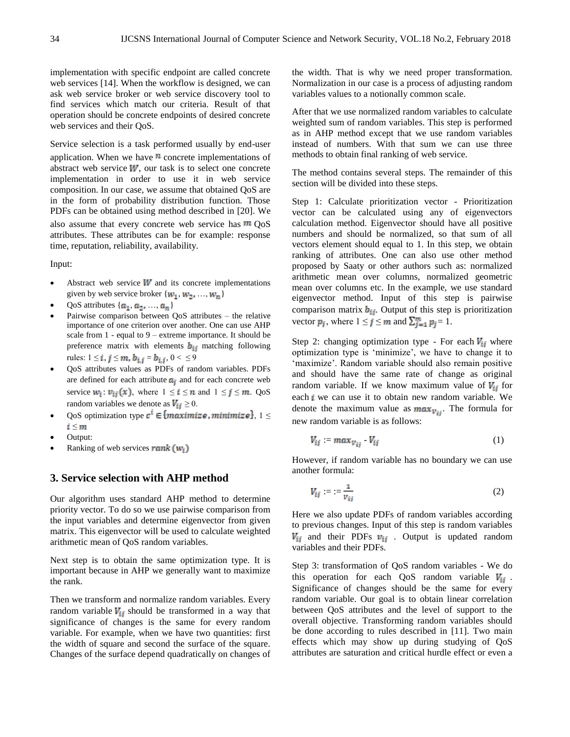implementation with specific endpoint are called concrete web services [14]. When the workflow is designed, we can ask web service broker or web service discovery tool to find services which match our criteria. Result of that operation should be concrete endpoints of desired concrete web services and their QoS.

Service selection is a task performed usually by end-user application. When we have $n$ concrete implementations of abstract web service $W$, our task is to select one concrete implementation in order to use it in web service composition. In our case, we assume that obtained QoS are in the form of probability distribution function. Those PDFs can be obtained using method described in [20]. We also assume that every concrete web service has $m$ QoS attributes. These attributes can be for example: response time, reputation, reliability, availability.

Input:

- Abstract web service $W$ and its concrete implementations given by web service broker $\{w_1, w_2, \ldots, w_n\}$
- QoS attributes $\{a_1, a_2, \ldots, a_n\}$
- Pairwise comparison between QoS attributes – the relative importance of one criterion over another. One can use AHP scale from 1 - equal to 9 – extreme importance. It should be preference matrix with elements $b_{ij}$ matching following rules: $1 \le i, j \le m, b_{i,j} = b_{i,j}, 0 < \le 9$
- QoS attributes values as PDFs of random variables. PDFs are defined for each attribute $a_j$ and for each concrete web service $w_i$: $v_{ij}(x)$, where $1 \le i \le n$ and $1 \le j \le m$. QoS random variables we denote as $V_{ij} \ge 0$.
- QoS optimization type $c^i \in \{maximize, minimize\}$, $1 \le i \le m$
- Output:
- Ranking of web services $rank(w_i)$

## 3. Service selection with AHP method

Our algorithm uses standard AHP method to determine priority vector. To do so we use pairwise comparison from the input variables and determine eigenvector from given matrix. This eigenvector will be used to calculate weighted arithmetic mean of QoS random variables.

Next step is to obtain the same optimization type. It is important because in AHP we generally want to maximize the rank.

Then we transform and normalize random variables. Every random variable $V_{ij}$ should be transformed in a way that significance of changes is the same for every random variable. For example, when we have two quantities: first the width of square and second the surface of the square. Changes of the surface depend quadratically on changes of the width. That is why we need proper transformation. Normalization in our case is a process of adjusting random variables values to a notionally common scale.

After that we use normalized random variables to calculate weighted sum of random variables. This step is performed as in AHP method except that we use random variables instead of numbers. With that sum we can use three methods to obtain final ranking of web service.

The method contains several steps. The remainder of this section will be divided into these steps.

Step 1: Calculate prioritization vector - Prioritization vector can be calculated using any of eigenvectors calculation method. Eigenvector should have all positive numbers and should be normalized, so that sum of all vectors element should equal to 1. In this step, we obtain ranking of attributes. One can also use other method proposed by Saaty or other authors such as: normalized arithmetic mean over columns, normalized geometric mean over columns etc. In the example, we use standard eigenvector method. Input of this step is pairwise comparison matrix $b_{ij}$. Output of this step is prioritization vector $p_j$, where $1 \le j \le m$ and $\sum_{j=1}^{m} p_j = 1$.

Step 2: changing optimization type - For each $V_{ij}$ where optimization type is 'minimize', we have to change it to 'maximize'. Random variable should also remain positive and should have the same rate of change as original random variable. If we know maximum value of $V_{ij}$ for each $i$ we can use it to obtain new random variable. We denote the maximum value as $max_{v_{ij}}$. The formula for new random variable is as follows:

$$V_{ij} := max_{v_{ij}} - V_{ij} \tag{1}$$

However, if random variable has no boundary we can use another formula:

$$V_{ij} := := \frac{1}{v_{ij}} \tag{2}$$

Here we also update PDFs of random variables according to previous changes. Input of this step is random variables $V_{ij}$ and their PDFs $v_{ij}$ . Output is updated random variables and their PDFs.

Step 3: transformation of QoS random variables - We do this operation for each QoS random variable $V_{ij}$ . Significance of changes should be the same for every random variable. Our goal is to obtain linear correlation between QoS attributes and the level of support to the overall objective. Transforming random variables should be done according to rules described in [11]. Two main effects which may show up during studying of QoS attributes are saturation and critical hurdle effect or even a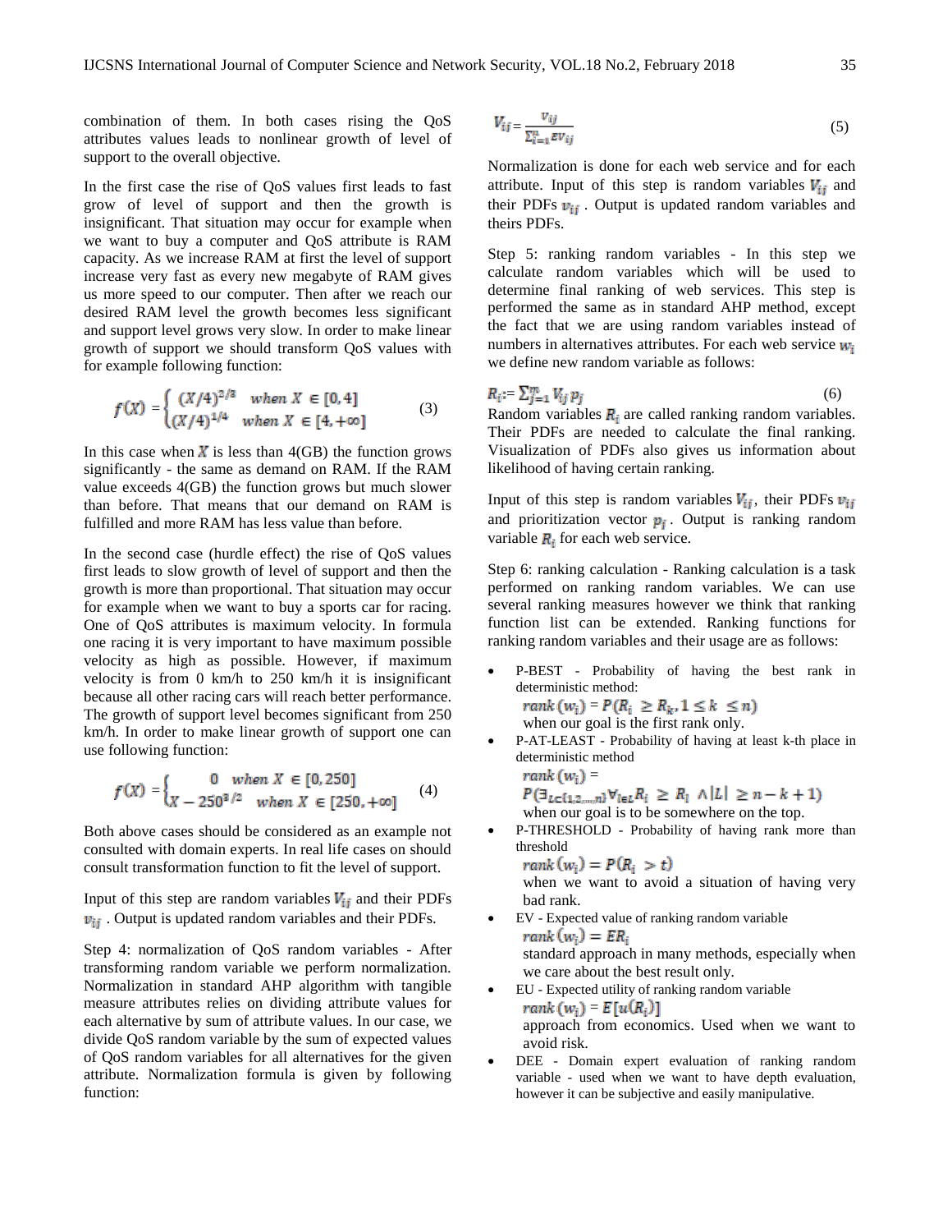combination of them. In both cases rising the QoS attributes values leads to nonlinear growth of level of support to the overall objective.

In the first case the rise of QoS values first leads to fast grow of level of support and then the growth is insignificant. That situation may occur for example when we want to buy a computer and QoS attribute is RAM capacity. As we increase RAM at first the level of support increase very fast as every new megabyte of RAM gives us more speed to our computer. Then after we reach our desired RAM level the growth becomes less significant and support level grows very slow. In order to make linear growth of support we should transform QoS values with for example following function:

$$f(X) = \begin{cases} (X/4)^{2/3} & \text{when } X \in [0,4] \\ (X/4)^{1/4} & \text{when } X \in [4,+\infty] \end{cases} \tag{3}$$

In this case when $X$ is less than 4(GB) the function grows significantly - the same as demand on RAM. If the RAM value exceeds 4(GB) the function grows but much slower than before. That means that our demand on RAM is fulfilled and more RAM has less value than before.

In the second case (hurdle effect) the rise of QoS values first leads to slow growth of level of support and then the growth is more than proportional. That situation may occur for example when we want to buy a sports car for racing. One of QoS attributes is maximum velocity. In formula one racing it is very important to have maximum possible velocity as high as possible. However, if maximum velocity is from 0 km/h to 250 km/h it is insignificant because all other racing cars will reach better performance. The growth of support level becomes significant from 250 km/h. In order to make linear growth of support one can use following function:

$$f(X) = \begin{cases} 0 & \text{when } X \in [0,250] \\ X - 250^{3/2} & \text{when } X \in [250,+\infty] \end{cases} \tag{4}$$

Both above cases should be considered as an example not consulted with domain experts. In real life cases on should consult transformation function to fit the level of support.

Input of this step are random variables $V_{ij}$ and their PDFs $v_{ij}$. Output is updated random variables and their PDFs.

Step 4: normalization of QoS random variables - After transforming random variable we perform normalization. Normalization in standard AHP algorithm with tangible measure attributes relies on dividing attribute values for each alternative by sum of attribute values. In our case, we divide QoS random variable by the sum of expected values of QoS random variables for all alternatives for the given attribute. Normalization formula is given by following function:

$$V_{ij} = \frac{v_{ij}}{\sum_{i=1}^{n} E v_{ij}} \tag{5}$$

Normalization is done for each web service and for each attribute. Input of this step is random variables $V_{ij}$ and their PDFs $v_{ij}$. Output is updated random variables and theirs PDFs.

Step 5: ranking random variables - In this step we calculate random variables which will be used to determine final ranking of web services. This step is performed the same as in standard AHP method, except the fact that we are using random variables instead of numbers in alternatives attributes. For each web service $w_i$ we define new random variable as follows:

$$R_i := \sum_{j=1}^{m} V_{ij} p_j \tag{6}$$

Random variables $R_i$ are called ranking random variables. Their PDFs are needed to calculate the final ranking. Visualization of PDFs also gives us information about likelihood of having certain ranking.

Input of this step is random variables $V_{ij}$, their PDFs $v_{ij}$ and prioritization vector $p_j$. Output is ranking random variable $R_i$ for each web service.

Step 6: ranking calculation - Ranking calculation is a task performed on ranking random variables. We can use several ranking measures however we think that ranking function list can be extended. Ranking functions for ranking random variables and their usage are as follows:

- P-BEST - Probability of having the best rank in deterministic method:
  $rank(w_i) = P(R_i \geq R_k, 1 \leq k \leq n)$
  when our goal is the first rank only.
- P-AT-LEAST - Probability of having at least k-th place in deterministic method
  $rank(w_i) =$
  $P(\exists_{L \subset \{1,2,\dots,n\}} \forall_{l \in L} R_i \geq R_l \wedge |L| \geq n-k+1)$
  when our goal is to be somewhere on the top.
- P-THRESHOLD - Probability of having rank more than threshold
  $rank(w_i) = P(R_i > t)$
  when we want to avoid a situation of having very bad rank.
- EV - Expected value of ranking random variable
  $rank(w_i) = ER_i$
  standard approach in many methods, especially when we care about the best result only.
- EU - Expected utility of ranking random variable
  $rank(w_i) = E[u(R_i)]$
  approach from economics. Used when we want to avoid risk.
- DEE - Domain expert evaluation of ranking random variable - used when we want to have depth evaluation, however it can be subjective and easily manipulative.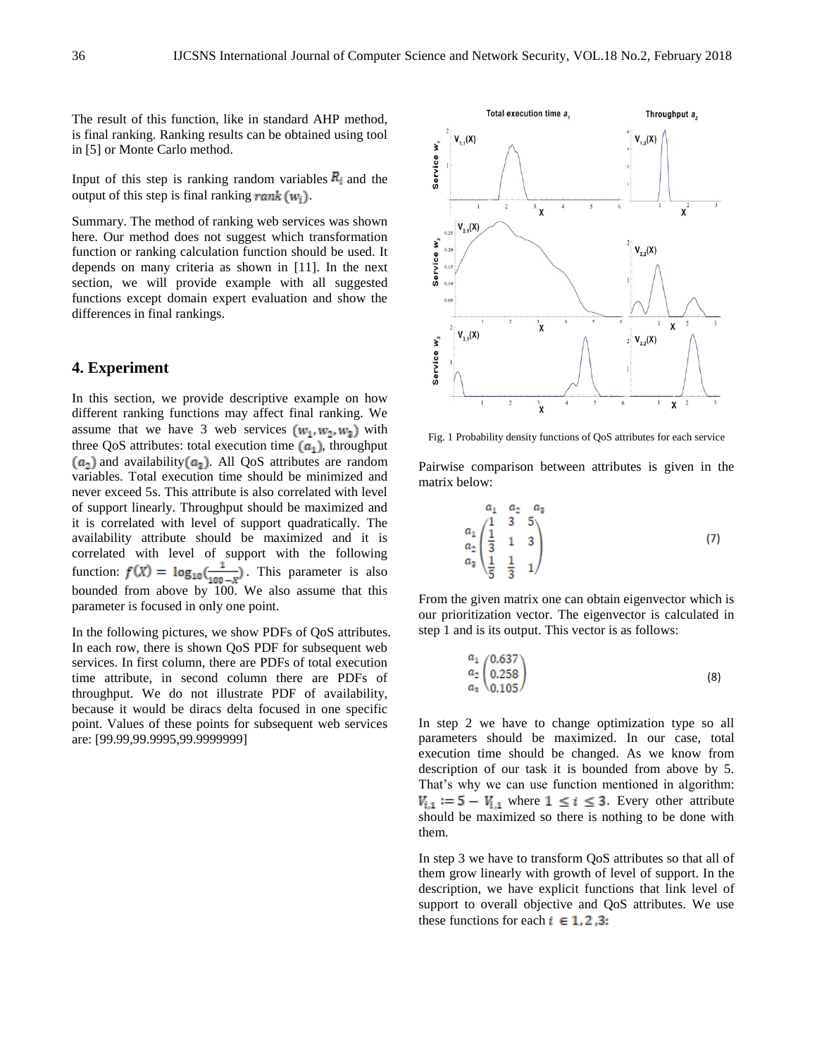The result of this function, like in standard AHP method, is final ranking. Ranking results can be obtained using tool in [5] or Monte Carlo method.

Input of this step is ranking random variables $R_i$ and the output of this step is final ranking $rank(w_i)$.

Summary. The method of ranking web services was shown here. Our method does not suggest which transformation function or ranking calculation function should be used. It depends on many criteria as shown in [11]. In the next section, we will provide example with all suggested functions except domain expert evaluation and show the differences in final rankings.

## 4. Experiment

In this section, we provide descriptive example on how different ranking functions may affect final ranking. We assume that we have 3 web services $(w_1, w_2, w_3)$ with three QoS attributes: total execution time $(a_1)$, throughput $(a_2)$ and availability$(a_3)$. All QoS attributes are random variables. Total execution time should be minimized and never exceed 5s. This attribute is also correlated with level of support linearly. Throughput should be maximized and it is correlated with level of support quadratically. The availability attribute should be maximized and it is correlated with level of support with the following function: $f(X) = \log_{10}(\frac{1}{100-X})$. This parameter is also bounded from above by 100. We also assume that this parameter is focused in only one point.

In the following pictures, we show PDFs of QoS attributes. In each row, there is shown QoS PDF for subsequent web services. In first column, there are PDFs of total execution time attribute, in second column there are PDFs of throughput. We do not illustrate PDF of availability, because it would be diracs delta focused in one specific point. Values of these points for subsequent web services are: [99.99,99.9995,99.9999999]

Fig. 1 Probability density functions of QoS attributes for each service

Pairwise comparison between attributes is given in the matrix below:

$$
\begin{array}{c} \\ a_1 \\ a_2 \\ a_3 \end{array}
\begin{array}{c} \begin{array}{ccc} a_1 & a_2 & a_3 \end{array} \\ \begin{pmatrix} 1 & 3 & 5 \\ \frac{1}{3} & 1 & 3 \\ \frac{1}{5} & \frac{1}{3} & 1 \end{pmatrix} \end{array} \tag{7}
$$

From the given matrix one can obtain eigenvector which is our prioritization vector. The eigenvector is calculated in step 1 and is its output. This vector is as follows:

$$
\begin{array}{c} a_1 \\ a_2 \\ a_3 \end{array}
\begin{pmatrix} 0.637 \\ 0.258 \\ 0.105 \end{pmatrix} \tag{8}
$$

In step 2 we have to change optimization type so all parameters should be maximized. In our case, total execution time should be changed. As we know from description of our task it is bounded from above by 5. That's why we can use function mentioned in algorithm: $V_{i,1} := 5 - V_{i,1}$ where $1 \leq i \leq 3$. Every other attribute should be maximized so there is nothing to be done with them.

In step 3 we have to transform QoS attributes so that all of them grow linearly with growth of level of support. In the description, we have explicit functions that link level of support to overall objective and QoS attributes. We use these functions for each $i \in 1, 2, 3$: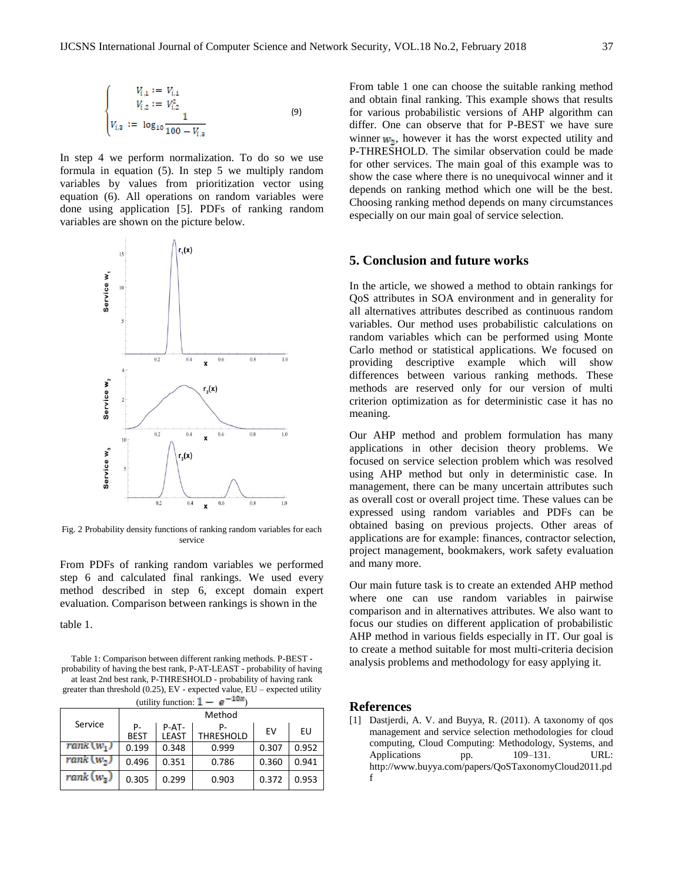$$\begin{cases} V_{i,1} := V_{i,1} \\ V_{i,2} := V_{i,2}^2 \\ V_{i,3} := \log_{10} \dfrac{1}{100 - V_{i,3}} \end{cases} \quad (9)$$

In step 4 we perform normalization. To do so we use formula in equation (5). In step 5 we multiply random variables by values from prioritization vector using equation (6). All operations on random variables were done using application [5]. PDFs of ranking random variables are shown on the picture below.

Fig. 2 Probability density functions of ranking random variables for each service

From PDFs of ranking random variables we performed step 6 and calculated final rankings. We used every method described in step 6, except domain expert evaluation. Comparison between rankings is shown in the table 1.

Table 1: Comparison between different ranking methods. P-BEST - probability of having the best rank, P-AT-LEAST - probability of having at least 2nd best rank, P-THRESHOLD - probability of having rank greater than threshold (0.25), EV - expected value, EU – expected utility (utility function: $1 - e^{-10x}$)

| Service | Method | | | | |
|---|---|---|---|---|---|
| | P-BEST | P-AT-LEAST | P-THRESHOLD | EV | EU |
| $rank(w_1)$ | 0.199 | 0.348 | 0.999 | 0.307 | 0.952 |
| $rank(w_2)$ | 0.496 | 0.351 | 0.786 | 0.360 | 0.941 |
| $rank(w_3)$ | 0.305 | 0.299 | 0.903 | 0.372 | 0.953 |

From table 1 one can choose the suitable ranking method and obtain final ranking. This example shows that results for various probabilistic versions of AHP algorithm can differ. One can observe that for P-BEST we have sure winner $w_2$, however it has the worst expected utility and P-THRESHOLD. The similar observation could be made for other services. The main goal of this example was to show the case where there is no unequivocal winner and it depends on ranking method which one will be the best. Choosing ranking method depends on many circumstances especially on our main goal of service selection.

## 5. Conclusion and future works

In the article, we showed a method to obtain rankings for QoS attributes in SOA environment and in generality for all alternatives attributes described as continuous random variables. Our method uses probabilistic calculations on random variables which can be performed using Monte Carlo method or statistical applications. We focused on providing descriptive example which will show differences between various ranking methods. These methods are reserved only for our version of multi criterion optimization as for deterministic case it has no meaning.

Our AHP method and problem formulation has many applications in other decision theory problems. We focused on service selection problem which was resolved using AHP method but only in deterministic case. In management, there can be many uncertain attributes such as overall cost or overall project time. These values can be expressed using random variables and PDFs can be obtained basing on previous projects. Other areas of applications are for example: finances, contractor selection, project management, bookmakers, work safety evaluation and many more.

Our main future task is to create an extended AHP method where one can use random variables in pairwise comparison and in alternatives attributes. We also want to focus our studies on different application of probabilistic AHP method in various fields especially in IT. Our goal is to create a method suitable for most multi-criteria decision analysis problems and methodology for easy applying it.

## References

[1] Dastjerdi, A. V. and Buyya, R. (2011). A taxonomy of qos management and service selection methodologies for cloud computing, Cloud Computing: Methodology, Systems, and Applications pp. 109–131. URL: http://www.buyya.com/papers/QoSTaxonomyCloud2011.pdf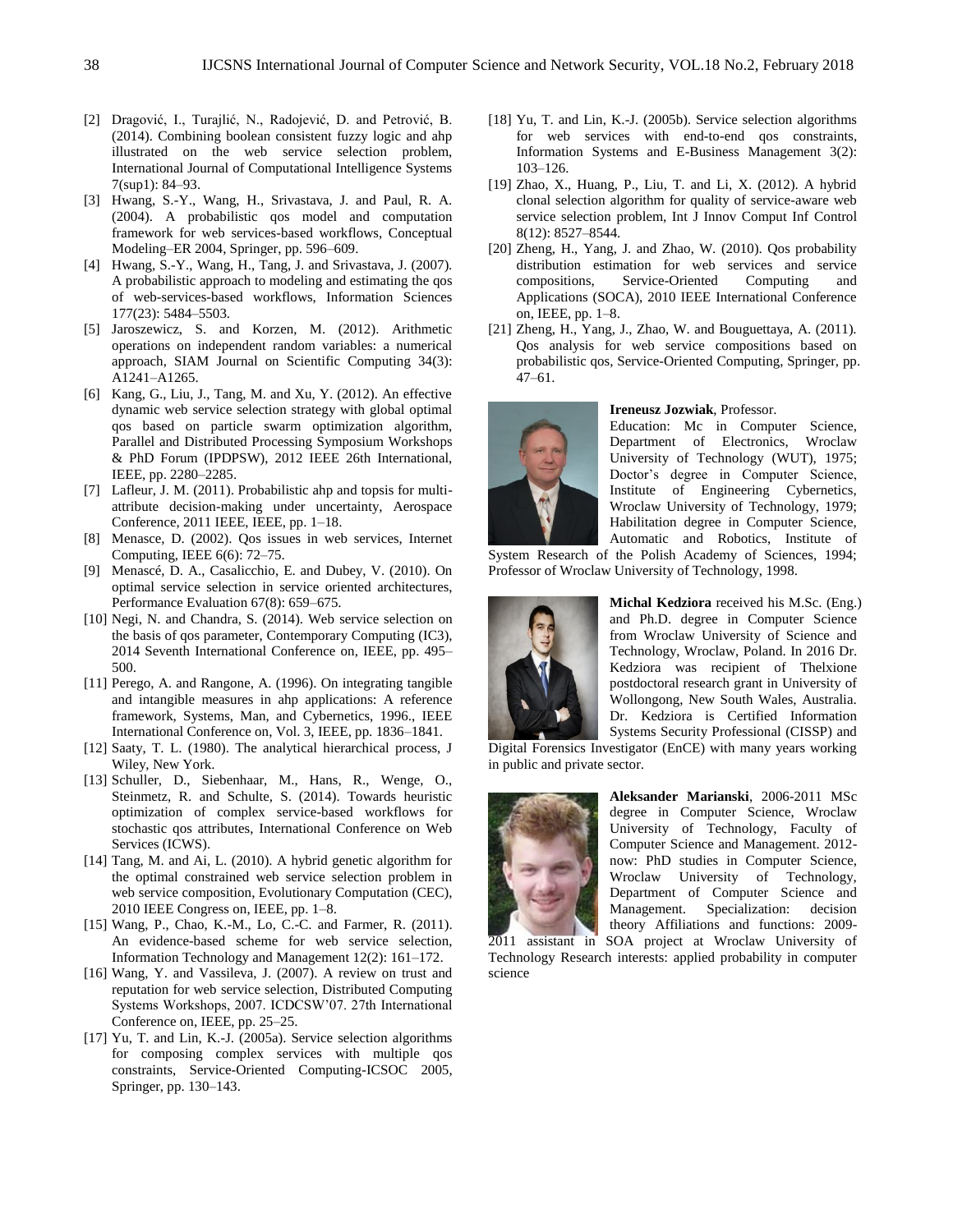[2] Dragović, I., Turajlić, N., Radojević, D. and Petrović, B. (2014). Combining boolean consistent fuzzy logic and ahp illustrated on the web service selection problem, International Journal of Computational Intelligence Systems 7(sup1): 84–93.

[3] Hwang, S.-Y., Wang, H., Srivastava, J. and Paul, R. A. (2004). A probabilistic qos model and computation framework for web services-based workflows, Conceptual Modeling–ER 2004, Springer, pp. 596–609.

[4] Hwang, S.-Y., Wang, H., Tang, J. and Srivastava, J. (2007). A probabilistic approach to modeling and estimating the qos of web-services-based workflows, Information Sciences 177(23): 5484–5503.

[5] Jaroszewicz, S. and Korzen, M. (2012). Arithmetic operations on independent random variables: a numerical approach, SIAM Journal on Scientific Computing 34(3): A1241–A1265.

[6] Kang, G., Liu, J., Tang, M. and Xu, Y. (2012). An effective dynamic web service selection strategy with global optimal qos based on particle swarm optimization algorithm, Parallel and Distributed Processing Symposium Workshops & PhD Forum (IPDPSW), 2012 IEEE 26th International, IEEE, pp. 2280–2285.

[7] Lafleur, J. M. (2011). Probabilistic ahp and topsis for multi-attribute decision-making under uncertainty, Aerospace Conference, 2011 IEEE, IEEE, pp. 1–18.

[8] Menasce, D. (2002). Qos issues in web services, Internet Computing, IEEE 6(6): 72–75.

[9] Menascé, D. A., Casalicchio, E. and Dubey, V. (2010). On optimal service selection in service oriented architectures, Performance Evaluation 67(8): 659–675.

[10] Negi, N. and Chandra, S. (2014). Web service selection on the basis of qos parameter, Contemporary Computing (IC3), 2014 Seventh International Conference on, IEEE, pp. 495–500.

[11] Perego, A. and Rangone, A. (1996). On integrating tangible and intangible measures in ahp applications: A reference framework, Systems, Man, and Cybernetics, 1996., IEEE International Conference on, Vol. 3, IEEE, pp. 1836–1841.

[12] Saaty, T. L. (1980). The analytical hierarchical process, J Wiley, New York.

[13] Schuller, D., Siebenhaar, M., Hans, R., Wenge, O., Steinmetz, R. and Schulte, S. (2014). Towards heuristic optimization of complex service-based workflows for stochastic qos attributes, International Conference on Web Services (ICWS).

[14] Tang, M. and Ai, L. (2010). A hybrid genetic algorithm for the optimal constrained web service selection problem in web service composition, Evolutionary Computation (CEC), 2010 IEEE Congress on, IEEE, pp. 1–8.

[15] Wang, P., Chao, K.-M., Lo, C.-C. and Farmer, R. (2011). An evidence-based scheme for web service selection, Information Technology and Management 12(2): 161–172.

[16] Wang, Y. and Vassileva, J. (2007). A review on trust and reputation for web service selection, Distributed Computing Systems Workshops, 2007. ICDCSW'07. 27th International Conference on, IEEE, pp. 25–25.

[17] Yu, T. and Lin, K.-J. (2005a). Service selection algorithms for composing complex services with multiple qos constraints, Service-Oriented Computing-ICSOC 2005, Springer, pp. 130–143.

[18] Yu, T. and Lin, K.-J. (2005b). Service selection algorithms for web services with end-to-end qos constraints, Information Systems and E-Business Management 3(2): 103–126.

[19] Zhao, X., Huang, P., Liu, T. and Li, X. (2012). A hybrid clonal selection algorithm for quality of service-aware web service selection problem, Int J Innov Comput Inf Control 8(12): 8527–8544.

[20] Zheng, H., Yang, J. and Zhao, W. (2010). Qos probability distribution estimation for web services and service compositions, Service-Oriented Computing and Applications (SOCA), 2010 IEEE International Conference on, IEEE, pp. 1–8.

[21] Zheng, H., Yang, J., Zhao, W. and Bouguettaya, A. (2011). Qos analysis for web service compositions based on probabilistic qos, Service-Oriented Computing, Springer, pp. 47–61.

**Ireneusz Jozwiak**, Professor. Education: Mc in Computer Science, Department of Electronics, Wroclaw University of Technology (WUT), 1975; Doctor's degree in Computer Science, Institute of Engineering Cybernetics, Wroclaw University of Technology, 1979; Habilitation degree in Computer Science, Automatic and Robotics, Institute of System Research of the Polish Academy of Sciences, 1994; Professor of Wroclaw University of Technology, 1998.

**Michal Kedziora** received his M.Sc. (Eng.) and Ph.D. degree in Computer Science from Wroclaw University of Science and Technology, Wroclaw, Poland. In 2016 Dr. Kedziora was recipient of Thelxione postdoctoral research grant in University of Wollongong, New South Wales, Australia. Dr. Kedziora is Certified Information Systems Security Professional (CISSP) and Digital Forensics Investigator (EnCE) with many years working in public and private sector.

**Aleksander Marianski**, 2006-2011 MSc degree in Computer Science, Wroclaw University of Technology, Faculty of Computer Science and Management. 2012-now: PhD studies in Computer Science, Wroclaw University of Technology, Department of Computer Science and Management. Specialization: decision theory Affiliations and functions: 2009-2011 assistant in SOA project at Wroclaw University of Technology Research interests: applied probability in computer science